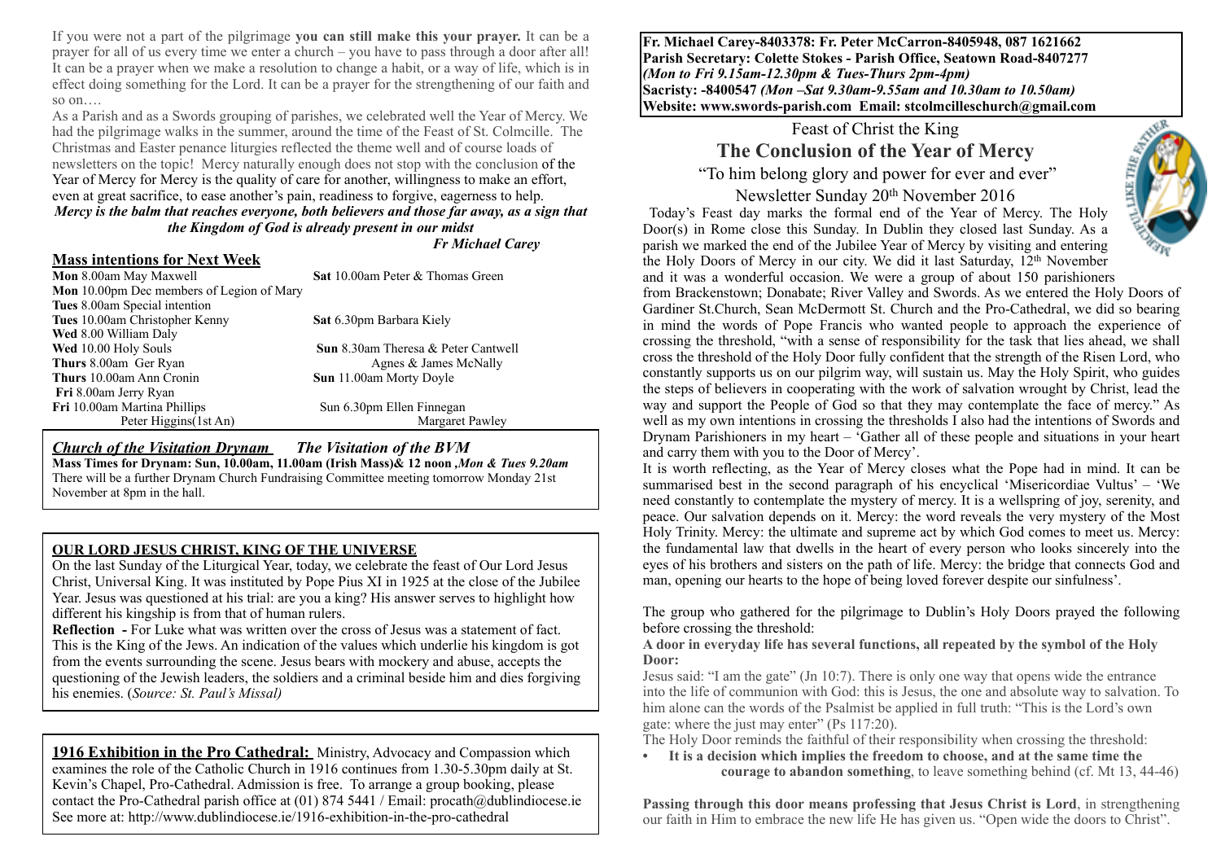If you were not a part of the pilgrimage **you can still make this your prayer.** It can be a prayer for all of us every time we enter a church – you have to pass through a door after all! It can be a prayer when we make a resolution to change a habit, or a way of life, which is in effect doing something for the Lord. It can be a prayer for the strengthening of our faith and so on….

As a Parish and as a Swords grouping of parishes, we celebrated well the Year of Mercy. We had the pilgrimage walks in the summer, around the time of the Feast of St. Colmcille. The Christmas and Easter penance liturgies reflected the theme well and of course loads of newsletters on the topic! Mercy naturally enough does not stop with the conclusion of the Year of Mercy for Mercy is the quality of care for another, willingness to make an effort, even at great sacrifice, to ease another's pain, readiness to forgive, eagerness to help.

***Mercy is the balm that reaches everyone, both believers and those far away, as a sign that the Kingdom of God is already present in our midst***

***Fr Michael Carey***

## Mass intentions for Next Week

| | |
|---|---|
| **Mon** 8.00am May Maxwell | **Sat** 10.00am Peter & Thomas Green |
| **Mon** 10.00pm Dec members of Legion of Mary | |
| **Tues** 8.00am Special intention | |
| **Tues** 10.00am Christopher Kenny | **Sat** 6.30pm Barbara Kiely |
| **Wed** 8.00 William Daly | |
| **Wed** 10.00 Holy Souls | **Sun** 8.30am Theresa & Peter Cantwell |
| **Thurs** 8.00am Ger Ryan | Agnes & James McNally |
| **Thurs** 10.00am Ann Cronin | **Sun** 11.00am Morty Doyle |
| **Fri** 8.00am Jerry Ryan | |
| **Fri** 10.00am Martina Phillips | Sun 6.30pm Ellen Finnegan |
| Peter Higgins(1st An) | Margaret Pawley |

***Church of the Visitation Drynam*** ***The Visitation of the BVM***

**Mass Times for Drynam: Sun, 10.00am, 11.00am (Irish Mass)& 12 noon** ***,Mon & Tues 9.20am***

There will be a further Drynam Church Fundraising Committee meeting tomorrow Monday 21st November at 8pm in the hall.

## OUR LORD JESUS CHRIST, KING OF THE UNIVERSE

On the last Sunday of the Liturgical Year, today, we celebrate the feast of Our Lord Jesus Christ, Universal King. It was instituted by Pope Pius XI in 1925 at the close of the Jubilee Year. Jesus was questioned at his trial: are you a king? His answer serves to highlight how different his kingship is from that of human rulers.

**Reflection -** For Luke what was written over the cross of Jesus was a statement of fact. This is the King of the Jews. An indication of the values which underlie his kingdom is got from the events surrounding the scene. Jesus bears with mockery and abuse, accepts the questioning of the Jewish leaders, the soldiers and a criminal beside him and dies forgiving his enemies. (*Source: St. Paul's Missal)*

**1916 Exhibition in the Pro Cathedral:** Ministry, Advocacy and Compassion which examines the role of the Catholic Church in 1916 continues from 1.30-5.30pm daily at St. Kevin's Chapel, Pro-Cathedral. Admission is free. To arrange a group booking, please contact the Pro-Cathedral parish office at (01) 874 5441 / Email: procath@dublindiocese.ie See more at: http://www.dublindiocese.ie/1916-exhibition-in-the-pro-cathedral

**Fr. Michael Carey-8403378: Fr. Peter McCarron-8405948, 087 1621662**
**Parish Secretary: Colette Stokes - Parish Office, Seatown Road-8407277**
***(Mon to Fri 9.15am-12.30pm & Tues-Thurs 2pm-4pm)***
**Sacristy: -8400547** ***(Mon –Sat 9.30am-9.55am and 10.30am to 10.50am)***
**Website: www.swords-parish.com Email: stcolmcilleschurch@gmail.com**

# Feast of Christ the King

# The Conclusion of the Year of Mercy

"To him belong glory and power for ever and ever"

Newsletter Sunday 20th November 2016

Today's Feast day marks the formal end of the Year of Mercy. The Holy Door(s) in Rome close this Sunday. In Dublin they closed last Sunday. As a parish we marked the end of the Jubilee Year of Mercy by visiting and entering the Holy Doors of Mercy in our city. We did it last Saturday, 12th November and it was a wonderful occasion. We were a group of about 150 parishioners from Brackenstown; Donabate; River Valley and Swords. As we entered the Holy Doors of Gardiner St.Church, Sean McDermott St. Church and the Pro-Cathedral, we did so bearing in mind the words of Pope Francis who wanted people to approach the experience of crossing the threshold, "with a sense of responsibility for the task that lies ahead, we shall cross the threshold of the Holy Door fully confident that the strength of the Risen Lord, who constantly supports us on our pilgrim way, will sustain us. May the Holy Spirit, who guides the steps of believers in cooperating with the work of salvation wrought by Christ, lead the way and support the People of God so that they may contemplate the face of mercy." As well as my own intentions in crossing the thresholds I also had the intentions of Swords and Drynam Parishioners in my heart – 'Gather all of these people and situations in your heart and carry them with you to the Door of Mercy'.

It is worth reflecting, as the Year of Mercy closes what the Pope had in mind. It can be summarised best in the second paragraph of his encyclical 'Misericordiae Vultus' – 'We need constantly to contemplate the mystery of mercy. It is a wellspring of joy, serenity, and peace. Our salvation depends on it. Mercy: the word reveals the very mystery of the Most Holy Trinity. Mercy: the ultimate and supreme act by which God comes to meet us. Mercy: the fundamental law that dwells in the heart of every person who looks sincerely into the eyes of his brothers and sisters on the path of life. Mercy: the bridge that connects God and man, opening our hearts to the hope of being loved forever despite our sinfulness'.

The group who gathered for the pilgrimage to Dublin's Holy Doors prayed the following before crossing the threshold:

**A door in everyday life has several functions, all repeated by the symbol of the Holy Door:**

Jesus said: "I am the gate" (Jn 10:7). There is only one way that opens wide the entrance into the life of communion with God: this is Jesus, the one and absolute way to salvation. To him alone can the words of the Psalmist be applied in full truth: "This is the Lord's own gate: where the just may enter" (Ps 117:20).

The Holy Door reminds the faithful of their responsibility when crossing the threshold:

- **It is a decision which implies the freedom to choose, and at the same time the courage to abandon something**, to leave something behind (cf. Mt 13, 44-46)

**Passing through this door means professing that Jesus Christ is Lord**, in strengthening our faith in Him to embrace the new life He has given us. "Open wide the doors to Christ".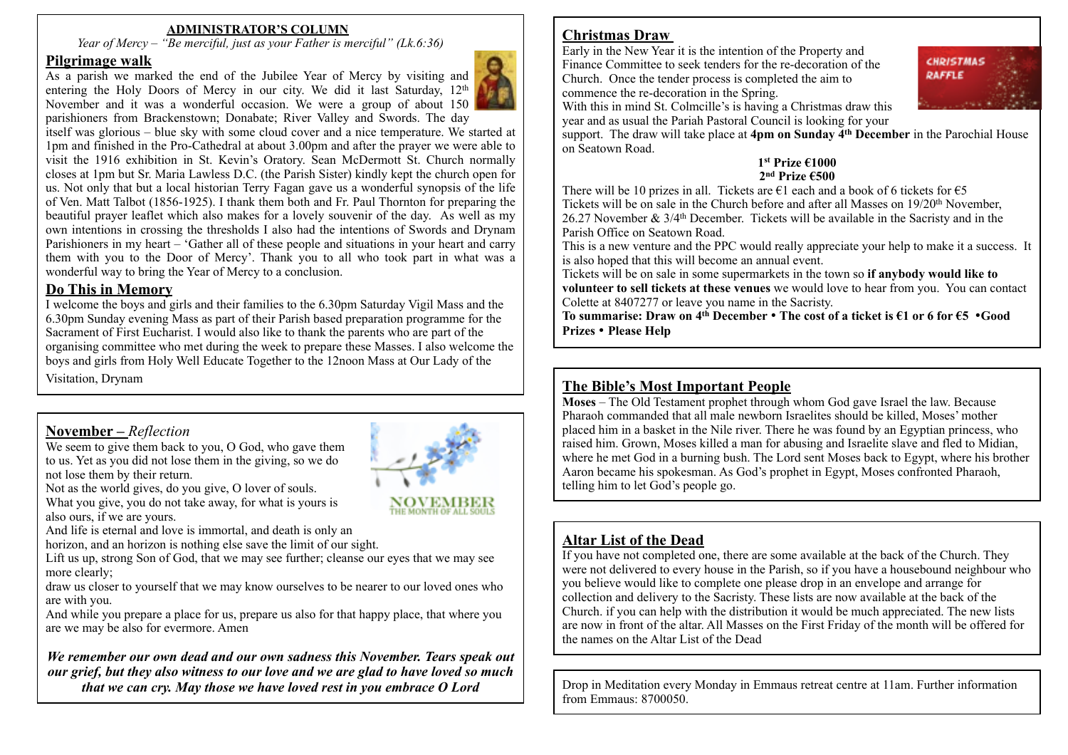## ADMINISTRATOR'S COLUMN

*Year of Mercy – "Be merciful, just as your Father is merciful" (Lk.6:36)*

### Pilgrimage walk

As a parish we marked the end of the Jubilee Year of Mercy by visiting and entering the Holy Doors of Mercy in our city. We did it last Saturday, 12th November and it was a wonderful occasion. We were a group of about 150 parishioners from Brackenstown; Donabate; River Valley and Swords. The day itself was glorious – blue sky with some cloud cover and a nice temperature. We started at 1pm and finished in the Pro-Cathedral at about 3.00pm and after the prayer we were able to visit the 1916 exhibition in St. Kevin's Oratory. Sean McDermott St. Church normally closes at 1pm but Sr. Maria Lawless D.C. (the Parish Sister) kindly kept the church open for us. Not only that but a local historian Terry Fagan gave us a wonderful synopsis of the life of Ven. Matt Talbot (1856-1925). I thank them both and Fr. Paul Thornton for preparing the beautiful prayer leaflet which also makes for a lovely souvenir of the day. As well as my own intentions in crossing the thresholds I also had the intentions of Swords and Drynam Parishioners in my heart – 'Gather all of these people and situations in your heart and carry them with you to the Door of Mercy'. Thank you to all who took part in what was a wonderful way to bring the Year of Mercy to a conclusion.

### Do This in Memory

I welcome the boys and girls and their families to the 6.30pm Saturday Vigil Mass and the 6.30pm Sunday evening Mass as part of their Parish based preparation programme for the Sacrament of First Eucharist. I would also like to thank the parents who are part of the organising committee who met during the week to prepare these Masses. I also welcome the boys and girls from Holy Well Educate Together to the 12noon Mass at Our Lady of the Visitation, Drynam

### November – *Reflection*

We seem to give them back to you, O God, who gave them to us. Yet as you did not lose them in the giving, so we do not lose them by their return.
Not as the world gives, do you give, O lover of souls.
What you give, you do not take away, for what is yours is also ours, if we are yours.
And life is eternal and love is immortal, and death is only an horizon, and an horizon is nothing else save the limit of our sight.
Lift us up, strong Son of God, that we may see further; cleanse our eyes that we may see more clearly;
draw us closer to yourself that we may know ourselves to be nearer to our loved ones who are with you.
And while you prepare a place for us, prepare us also for that happy place, that where you are we may be also for evermore. Amen

NOVEMBER
THE MONTH OF ALL SOULS

***We remember our own dead and our own sadness this November. Tears speak out our grief, but they also witness to our love and we are glad to have loved so much that we can cry. May those we have loved rest in you embrace O Lord***

### Christmas Draw

Early in the New Year it is the intention of the Property and Finance Committee to seek tenders for the re-decoration of the Church. Once the tender process is completed the aim to commence the re-decoration in the Spring.
With this in mind St. Colmcille's is having a Christmas draw this year and as usual the Pariah Pastoral Council is looking for your support. The draw will take place at **4pm on Sunday 4th December** in the Parochial House on Seatown Road.

CHRISTMAS RAFFLE

**1st Prize €1000**
**2nd Prize €500**

There will be 10 prizes in all. Tickets are €1 each and a book of 6 tickets for €5
Tickets will be on sale in the Church before and after all Masses on 19/20th November, 26.27 November & 3/4th December. Tickets will be available in the Sacristy and in the Parish Office on Seatown Road.
This is a new venture and the PPC would really appreciate your help to make it a success. It is also hoped that this will become an annual event.
Tickets will be on sale in some supermarkets in the town so **if anybody would like to volunteer to sell tickets at these venues** we would love to hear from you. You can contact Colette at 8407277 or leave you name in the Sacristy.
**To summarise: Draw on 4th December • The cost of a ticket is €1 or 6 for €5 •Good Prizes • Please Help**

### The Bible's Most Important People

**Moses** – The Old Testament prophet through whom God gave Israel the law. Because Pharaoh commanded that all male newborn Israelites should be killed, Moses' mother placed him in a basket in the Nile river. There he was found by an Egyptian princess, who raised him. Grown, Moses killed a man for abusing and Israelite slave and fled to Midian, where he met God in a burning bush. The Lord sent Moses back to Egypt, where his brother Aaron became his spokesman. As God's prophet in Egypt, Moses confronted Pharaoh, telling him to let God's people go.

### Altar List of the Dead

If you have not completed one, there are some available at the back of the Church. They were not delivered to every house in the Parish, so if you have a housebound neighbour who you believe would like to complete one please drop in an envelope and arrange for collection and delivery to the Sacristy. These lists are now available at the back of the Church. if you can help with the distribution it would be much appreciated. The new lists are now in front of the altar. All Masses on the First Friday of the month will be offered for the names on the Altar List of the Dead

Drop in Meditation every Monday in Emmaus retreat centre at 11am. Further information from Emmaus: 8700050.